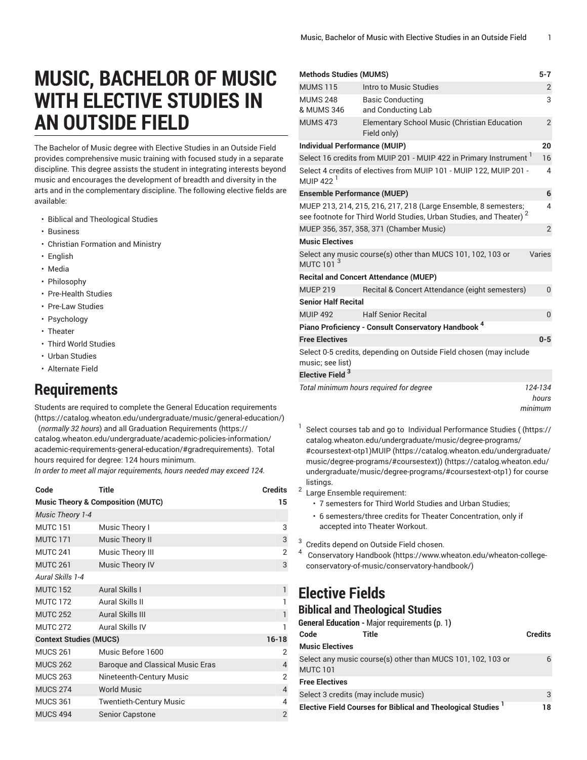# MUSIC, BACHELOR OF MUSIC WITH ELECTIVE STUDIES IN AN OUTSIDE FIELD

The Bachelor of Music degree with Elective Studies in an Outside Field provides comprehensive music training with focused study in a separate discipline. This degree assists the student in integrating interests beyond music and encourages the development of breadth and diversity in the arts and in the complementary discipline. The following elective fields are available:

- Biblical and Theological Studies
- Business
- Christian Formation and Ministry
- English
- Media
- Philosophy
- Pre-Health Studies
- Pre-Law Studies
- Psychology
- Theater
- Third World Studies
- Urban Studies
- Alternate Field

## Requirements

Students are required to complete the General Education requirements (https://catalog.wheaton.edu/undergraduate/music/general-education/) (*normally 32 hours*) and all Graduation Requirements (https://catalog.wheaton.edu/undergraduate/academic-policies-information/academic-requirements-general-education/#gradrequirements). Total hours required for degree: 124 hours minimum.

*In order to meet all major requirements, hours needed may exceed 124.*

| Code | Title | Credits |
|---|---|---|
| **Music Theory & Composition (MUTC)** | | **15** |
| *Music Theory 1-4* | | |
| MUTC 151 | Music Theory I | 3 |
| MUTC 171 | Music Theory II | 3 |
| MUTC 241 | Music Theory III | 2 |
| MUTC 261 | Music Theory IV | 3 |
| *Aural Skills 1-4* | | |
| MUTC 152 | Aural Skills I | 1 |
| MUTC 172 | Aural Skills II | 1 |
| MUTC 252 | Aural Skills III | 1 |
| MUTC 272 | Aural Skills IV | 1 |
| **Context Studies (MUCS)** | | **16-18** |
| MUCS 261 | Music Before 1600 | 2 |
| MUCS 262 | Baroque and Classical Music Eras | 4 |
| MUCS 263 | Nineteenth-Century Music | 2 |
| MUCS 274 | World Music | 4 |
| MUCS 361 | Twentieth-Century Music | 4 |
| MUCS 494 | Senior Capstone | 2 |
| **Methods Studies (MUMS)** | | **5-7** |
| MUMS 115 | Intro to Music Studies | 2 |
| MUMS 248 & MUMS 346 | Basic Conducting and Conducting Lab | 3 |
| MUMS 473 | Elementary School Music (Christian Education Field only) | 2 |
| **Individual Performance (MUIP)** | | **20** |
| Select 16 credits from MUIP 201 - MUIP 422 in Primary Instrument [1] | | 16 |
| Select 4 credits of electives from MUIP 101 - MUIP 122, MUIP 201 - MUIP 422 [1] | | 4 |
| **Ensemble Performance (MUEP)** | | **6** |
| MUEP 213, 214, 215, 216, 217, 218 (Large Ensemble, 8 semesters; see footnote for Third World Studies, Urban Studies, and Theater) [2] | | 4 |
| MUEP 356, 357, 358, 371 (Chamber Music) | | 2 |
| **Music Electives** | | |
| Select any music course(s) other than MUCS 101, 102, 103 or MUTC 101 [3] | | Varies |
| **Recital and Concert Attendance (MUEP)** | | |
| MUEP 219 | Recital & Concert Attendance (eight semesters) | 0 |
| **Senior Half Recital** | | |
| MUIP 492 | Half Senior Recital | 0 |
| **Piano Proficiency - Consult Conservatory Handbook [4]** | | |
| **Free Electives** | | **0-5** |
| Select 0-5 credits, depending on Outside Field chosen (may include music; see list) | | |
| **Elective Field [3]** | | |
| *Total minimum hours required for degree* | | *124-134 hours minimum* |

1. Select courses tab and go to Individual Performance Studies ( (https://catalog.wheaton.edu/undergraduate/music/degree-programs/#coursestext-otp1)MUIP (https://catalog.wheaton.edu/undergraduate/music/degree-programs/#coursestext)) (https://catalog.wheaton.edu/undergraduate/music/degree-programs/#coursestext-otp1) for course listings.
2. Large Ensemble requirement:
   - 7 semesters for Third World Studies and Urban Studies;
   - 6 semesters/three credits for Theater Concentration, only if accepted into Theater Workout.
3. Credits depend on Outside Field chosen.
4. Conservatory Handbook (https://www.wheaton.edu/wheaton-college-conservatory-of-music/conservatory-handbook/)

## Elective Fields

### Biblical and Theological Studies

**General Education -** Major requirements **(**p. 1**)**

| Code | Title | Credits |
|---|---|---|
| **Music Electives** | | |
| Select any music course(s) other than MUCS 101, 102, 103 or MUTC 101 | | 6 |
| **Free Electives** | | |
| Select 3 credits (may include music) | | 3 |
| **Elective Field Courses for Biblical and Theological Studies [1]** | | **18** |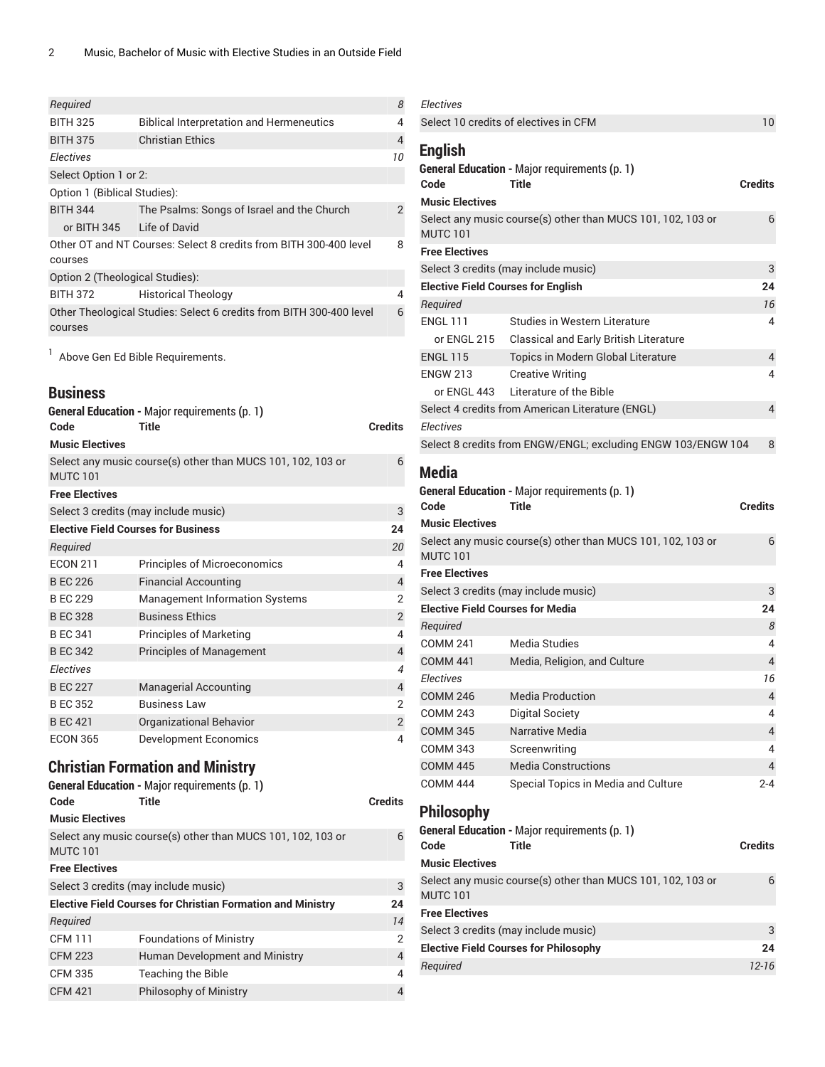| | | |
|---|---|---|
| *Required* | | *8* |
| BITH 325 | Biblical Interpretation and Hermeneutics | 4 |
| BITH 375 | Christian Ethics | 4 |
| *Electives* | | *10* |
| Select Option 1 or 2: | | |
| Option 1 (Biblical Studies): | | |
| BITH 344 | The Psalms: Songs of Israel and the Church | 2 |
| or BITH 345 | Life of David | |
| Other OT and NT Courses: Select 8 credits from BITH 300-400 level courses | | 8 |
| Option 2 (Theological Studies): | | |
| BITH 372 | Historical Theology | 4 |
| Other Theological Studies: Select 6 credits from BITH 300-400 level courses | | 6 |

[1] Above Gen Ed Bible Requirements.

## Business

**General Education -** Major requirements (p. 1)

| Code | Title | Credits |
|---|---|---|
| **Music Electives** | | |
| Select any music course(s) other than MUCS 101, 102, 103 or MUTC 101 | | 6 |
| **Free Electives** | | |
| Select 3 credits (may include music) | | 3 |
| **Elective Field Courses for Business** | | **24** |
| *Required* | | *20* |
| ECON 211 | Principles of Microeconomics | 4 |
| B EC 226 | Financial Accounting | 4 |
| B EC 229 | Management Information Systems | 2 |
| B EC 328 | Business Ethics | 2 |
| B EC 341 | Principles of Marketing | 4 |
| B EC 342 | Principles of Management | 4 |
| *Electives* | | *4* |
| B EC 227 | Managerial Accounting | 4 |
| B EC 352 | Business Law | 2 |
| B EC 421 | Organizational Behavior | 2 |
| ECON 365 | Development Economics | 4 |

## Christian Formation and Ministry

**General Education -** Major requirements (p. 1)

| Code | Title | Credits |
|---|---|---|
| **Music Electives** | | |
| Select any music course(s) other than MUCS 101, 102, 103 or MUTC 101 | | 6 |
| **Free Electives** | | |
| Select 3 credits (may include music) | | 3 |
| **Elective Field Courses for Christian Formation and Ministry** | | **24** |
| *Required* | | *14* |
| CFM 111 | Foundations of Ministry | 2 |
| CFM 223 | Human Development and Ministry | 4 |
| CFM 335 | Teaching the Bible | 4 |
| CFM 421 | Philosophy of Ministry | 4 |
| *Electives* | | |
| Select 10 credits of electives in CFM | | 10 |

## English

**General Education -** Major requirements (p. 1)

| Code | Title | Credits |
|---|---|---|
| **Music Electives** | | |
| Select any music course(s) other than MUCS 101, 102, 103 or MUTC 101 | | 6 |
| **Free Electives** | | |
| Select 3 credits (may include music) | | 3 |
| **Elective Field Courses for English** | | **24** |
| *Required* | | *16* |
| ENGL 111 | Studies in Western Literature | 4 |
| or ENGL 215 | Classical and Early British Literature | |
| ENGL 115 | Topics in Modern Global Literature | 4 |
| ENGW 213 | Creative Writing | 4 |
| or ENGL 443 | Literature of the Bible | |
| Select 4 credits from American Literature (ENGL) | | 4 |
| *Electives* | | |
| Select 8 credits from ENGW/ENGL; excluding ENGW 103/ENGW 104 | | 8 |

## Media

**General Education -** Major requirements (p. 1)

| Code | Title | Credits |
|---|---|---|
| **Music Electives** | | |
| Select any music course(s) other than MUCS 101, 102, 103 or MUTC 101 | | 6 |
| **Free Electives** | | |
| Select 3 credits (may include music) | | 3 |
| **Elective Field Courses for Media** | | **24** |
| *Required* | | *8* |
| COMM 241 | Media Studies | 4 |
| COMM 441 | Media, Religion, and Culture | 4 |
| *Electives* | | *16* |
| COMM 246 | Media Production | 4 |
| COMM 243 | Digital Society | 4 |
| COMM 345 | Narrative Media | 4 |
| COMM 343 | Screenwriting | 4 |
| COMM 445 | Media Constructions | 4 |
| COMM 444 | Special Topics in Media and Culture | 2-4 |

## Philosophy

**General Education -** Major requirements (p. 1)

| Code | Title | Credits |
|---|---|---|
| **Music Electives** | | |
| Select any music course(s) other than MUCS 101, 102, 103 or MUTC 101 | | 6 |
| **Free Electives** | | |
| Select 3 credits (may include music) | | 3 |
| **Elective Field Courses for Philosophy** | | **24** |
| *Required* | | *12-16* |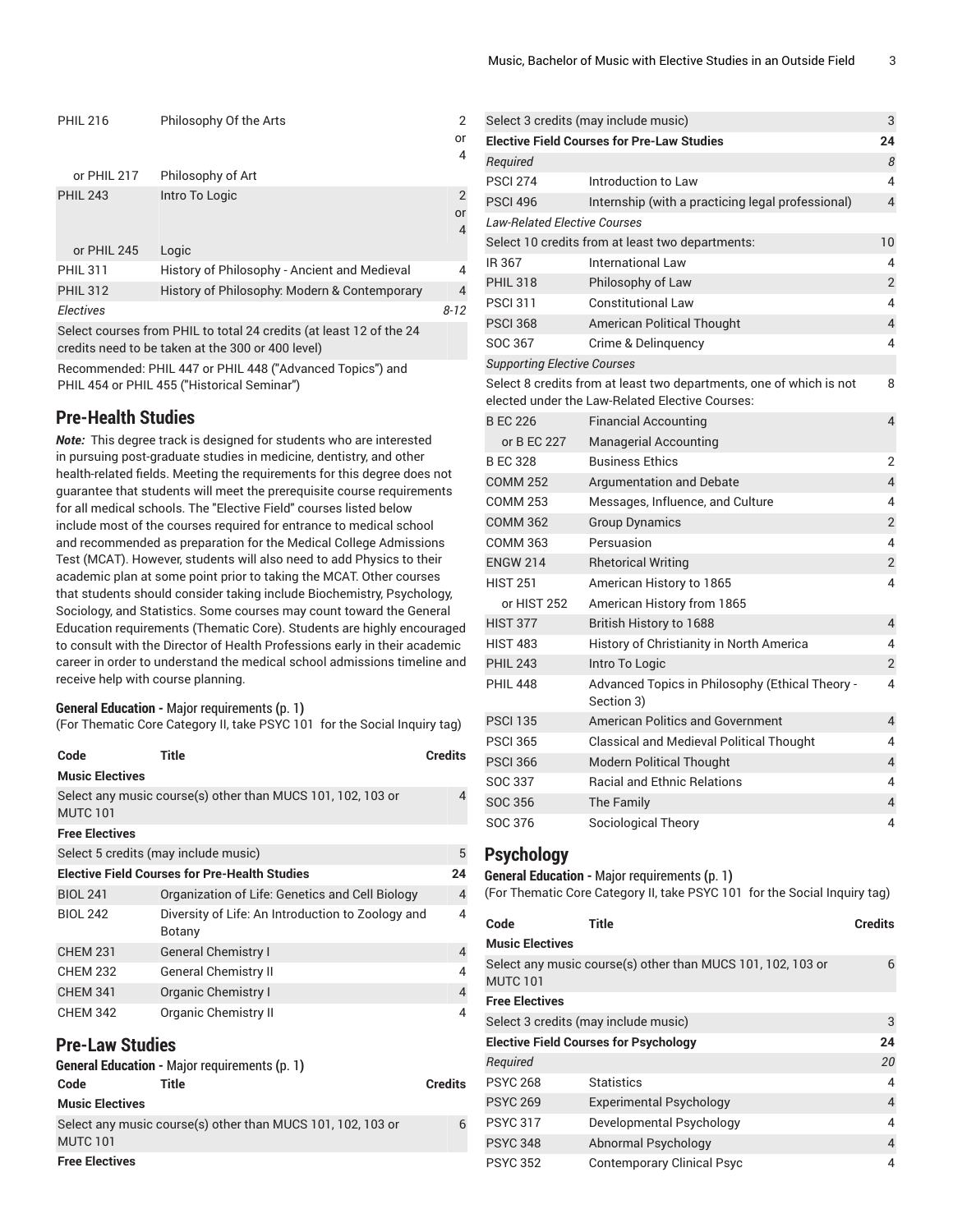| | | |
|---|---|---|
| PHIL 216 | Philosophy Of the Arts | 2 or 4 |
| or PHIL 217 | Philosophy of Art | |
| PHIL 243 | Intro To Logic | 2 or 4 |
| or PHIL 245 | Logic | |
| PHIL 311 | History of Philosophy - Ancient and Medieval | 4 |
| PHIL 312 | History of Philosophy: Modern & Contemporary | 4 |
| *Electives* | | *8-12* |
| Select courses from PHIL to total 24 credits (at least 12 of the 24 credits need to be taken at the 300 or 400 level) | | |

Recommended: PHIL 447 or PHIL 448 ("Advanced Topics") and PHIL 454 or PHIL 455 ("Historical Seminar")

## Pre-Health Studies

***Note:*** This degree track is designed for students who are interested in pursuing post-graduate studies in medicine, dentistry, and other health-related fields. Meeting the requirements for this degree does not guarantee that students will meet the prerequisite course requirements for all medical schools. The "Elective Field" courses listed below include most of the courses required for entrance to medical school and recommended as preparation for the Medical College Admissions Test (MCAT). However, students will also need to add Physics to their academic plan at some point prior to taking the MCAT. Other courses that students should consider taking include Biochemistry, Psychology, Sociology, and Statistics. Some courses may count toward the General Education requirements (Thematic Core). Students are highly encouraged to consult with the Director of Health Professions early in their academic career in order to understand the medical school admissions timeline and receive help with course planning.

**General Education -** Major requirements (p. 1)
(For Thematic Core Category II, take PSYC 101 for the Social Inquiry tag)

| Code | Title | Credits |
|---|---|---|
| **Music Electives** | | |
| Select any music course(s) other than MUCS 101, 102, 103 or MUTC 101 | | 4 |
| **Free Electives** | | |
| Select 5 credits (may include music) | | 5 |
| **Elective Field Courses for Pre-Health Studies** | | **24** |
| BIOL 241 | Organization of Life: Genetics and Cell Biology | 4 |
| BIOL 242 | Diversity of Life: An Introduction to Zoology and Botany | 4 |
| CHEM 231 | General Chemistry I | 4 |
| CHEM 232 | General Chemistry II | 4 |
| CHEM 341 | Organic Chemistry I | 4 |
| CHEM 342 | Organic Chemistry II | 4 |

## Pre-Law Studies

**General Education -** Major requirements (p. 1)

| Code | Title | Credits |
|---|---|---|
| **Music Electives** | | |
| Select any music course(s) other than MUCS 101, 102, 103 or MUTC 101 | | 6 |
| **Free Electives** | | |
| Select 3 credits (may include music) | | 3 |
| **Elective Field Courses for Pre-Law Studies** | | **24** |
| *Required* | | *8* |
| PSCI 274 | Introduction to Law | 4 |
| PSCI 496 | Internship (with a practicing legal professional) | 4 |
| *Law-Related Elective Courses* | | |
| Select 10 credits from at least two departments: | | 10 |
| IR 367 | International Law | 4 |
| PHIL 318 | Philosophy of Law | 2 |
| PSCI 311 | Constitutional Law | 4 |
| PSCI 368 | American Political Thought | 4 |
| SOC 367 | Crime & Delinquency | 4 |
| *Supporting Elective Courses* | | |
| Select 8 credits from at least two departments, one of which is not elected under the Law-Related Elective Courses: | | 8 |
| B EC 226 | Financial Accounting | 4 |
| or B EC 227 | Managerial Accounting | |
| B EC 328 | Business Ethics | 2 |
| COMM 252 | Argumentation and Debate | 4 |
| COMM 253 | Messages, Influence, and Culture | 4 |
| COMM 362 | Group Dynamics | 2 |
| COMM 363 | Persuasion | 4 |
| ENGW 214 | Rhetorical Writing | 2 |
| HIST 251 | American History to 1865 | 4 |
| or HIST 252 | American History from 1865 | |
| HIST 377 | British History to 1688 | 4 |
| HIST 483 | History of Christianity in North America | 4 |
| PHIL 243 | Intro To Logic | 2 |
| PHIL 448 | Advanced Topics in Philosophy (Ethical Theory - Section 3) | 4 |
| PSCI 135 | American Politics and Government | 4 |
| PSCI 365 | Classical and Medieval Political Thought | 4 |
| PSCI 366 | Modern Political Thought | 4 |
| SOC 337 | Racial and Ethnic Relations | 4 |
| SOC 356 | The Family | 4 |
| SOC 376 | Sociological Theory | 4 |

## Psychology

**General Education -** Major requirements (p. 1)
(For Thematic Core Category II, take PSYC 101 for the Social Inquiry tag)

| Code | Title | Credits |
|---|---|---|
| **Music Electives** | | |
| Select any music course(s) other than MUCS 101, 102, 103 or MUTC 101 | | 6 |
| **Free Electives** | | |
| Select 3 credits (may include music) | | 3 |
| **Elective Field Courses for Psychology** | | **24** |
| *Required* | | *20* |
| PSYC 268 | Statistics | 4 |
| PSYC 269 | Experimental Psychology | 4 |
| PSYC 317 | Developmental Psychology | 4 |
| PSYC 348 | Abnormal Psychology | 4 |
| PSYC 352 | Contemporary Clinical Psyc | 4 |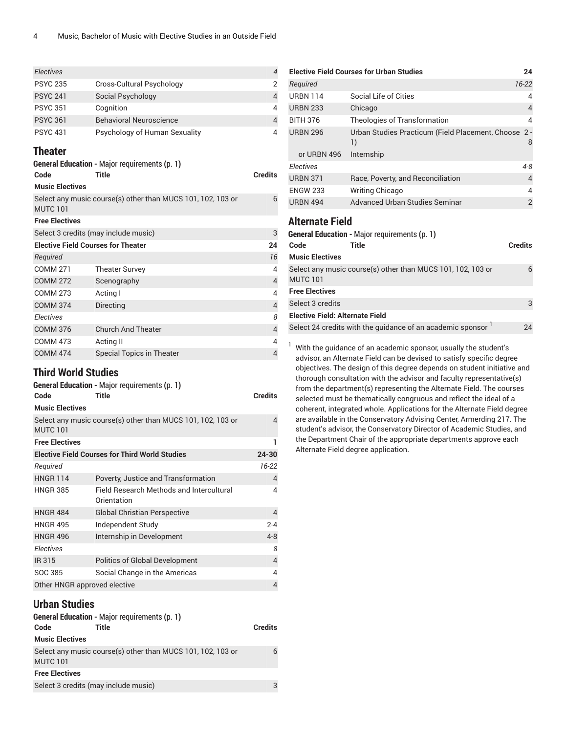| | | |
|---|---|---|
| *Electives* | | *4* |
| PSYC 235 | Cross-Cultural Psychology | 2 |
| PSYC 241 | Social Psychology | 4 |
| PSYC 351 | Cognition | 4 |
| PSYC 361 | Behavioral Neuroscience | 4 |
| PSYC 431 | Psychology of Human Sexuality | 4 |

## Theater

**General Education -** Major requirements (p. 1)

| Code | Title | Credits |
|---|---|---|
| **Music Electives** | | |
| Select any music course(s) other than MUCS 101, 102, 103 or MUTC 101 | | 6 |
| **Free Electives** | | |
| Select 3 credits (may include music) | | 3 |
| **Elective Field Courses for Theater** | | **24** |
| *Required* | | *16* |
| COMM 271 | Theater Survey | 4 |
| COMM 272 | Scenography | 4 |
| COMM 273 | Acting I | 4 |
| COMM 374 | Directing | 4 |
| *Electives* | | *8* |
| COMM 376 | Church And Theater | 4 |
| COMM 473 | Acting II | 4 |
| COMM 474 | Special Topics in Theater | 4 |

## Third World Studies

**General Education -** Major requirements (p. 1)

| Code | Title | Credits |
|---|---|---|
| **Music Electives** | | |
| Select any music course(s) other than MUCS 101, 102, 103 or MUTC 101 | | 4 |
| **Free Electives** | | **1** |
| **Elective Field Courses for Third World Studies** | | **24-30** |
| *Required* | | *16-22* |
| HNGR 114 | Poverty, Justice and Transformation | 4 |
| HNGR 385 | Field Research Methods and Intercultural Orientation | 4 |
| HNGR 484 | Global Christian Perspective | 4 |
| HNGR 495 | Independent Study | 2-4 |
| HNGR 496 | Internship in Development | 4-8 |
| *Electives* | | *8* |
| IR 315 | Politics of Global Development | 4 |
| SOC 385 | Social Change in the Americas | 4 |
| Other HNGR approved elective | | 4 |

## Urban Studies

**General Education -** Major requirements (p. 1)

| Code | Title | Credits |
|---|---|---|
| **Music Electives** | | |
| Select any music course(s) other than MUCS 101, 102, 103 or MUTC 101 | | 6 |
| **Free Electives** | | |
| Select 3 credits (may include music) | | 3 |
| **Elective Field Courses for Urban Studies** | | **24** |
| *Required* | | *16-22* |
| URBN 114 | Social Life of Cities | 4 |
| URBN 233 | Chicago | 4 |
| BITH 376 | Theologies of Transformation | 4 |
| URBN 296 | Urban Studies Practicum (Field Placement, Choose 1) | 2 - 8 |
| or URBN 496 | Internship | |
| *Electives* | | *4-8* |
| URBN 371 | Race, Poverty, and Reconciliation | 4 |
| ENGW 233 | Writing Chicago | 4 |
| URBN 494 | Advanced Urban Studies Seminar | 2 |

## Alternate Field

**General Education -** Major requirements (p. 1)

| Code | Title | Credits |
|---|---|---|
| **Music Electives** | | |
| Select any music course(s) other than MUCS 101, 102, 103 or MUTC 101 | | 6 |
| **Free Electives** | | |
| Select 3 credits | | 3 |
| **Elective Field: Alternate Field** | | |
| Select 24 credits with the guidance of an academic sponsor [1] | | 24 |

[1] With the guidance of an academic sponsor, usually the student's advisor, an Alternate Field can be devised to satisfy specific degree objectives. The design of this degree depends on student initiative and thorough consultation with the advisor and faculty representative(s) from the department(s) representing the Alternate Field. The courses selected must be thematically congruous and reflect the ideal of a coherent, integrated whole. Applications for the Alternate Field degree are available in the Conservatory Advising Center, Armerding 217. The student's advisor, the Conservatory Director of Academic Studies, and the Department Chair of the appropriate departments approve each Alternate Field degree application.